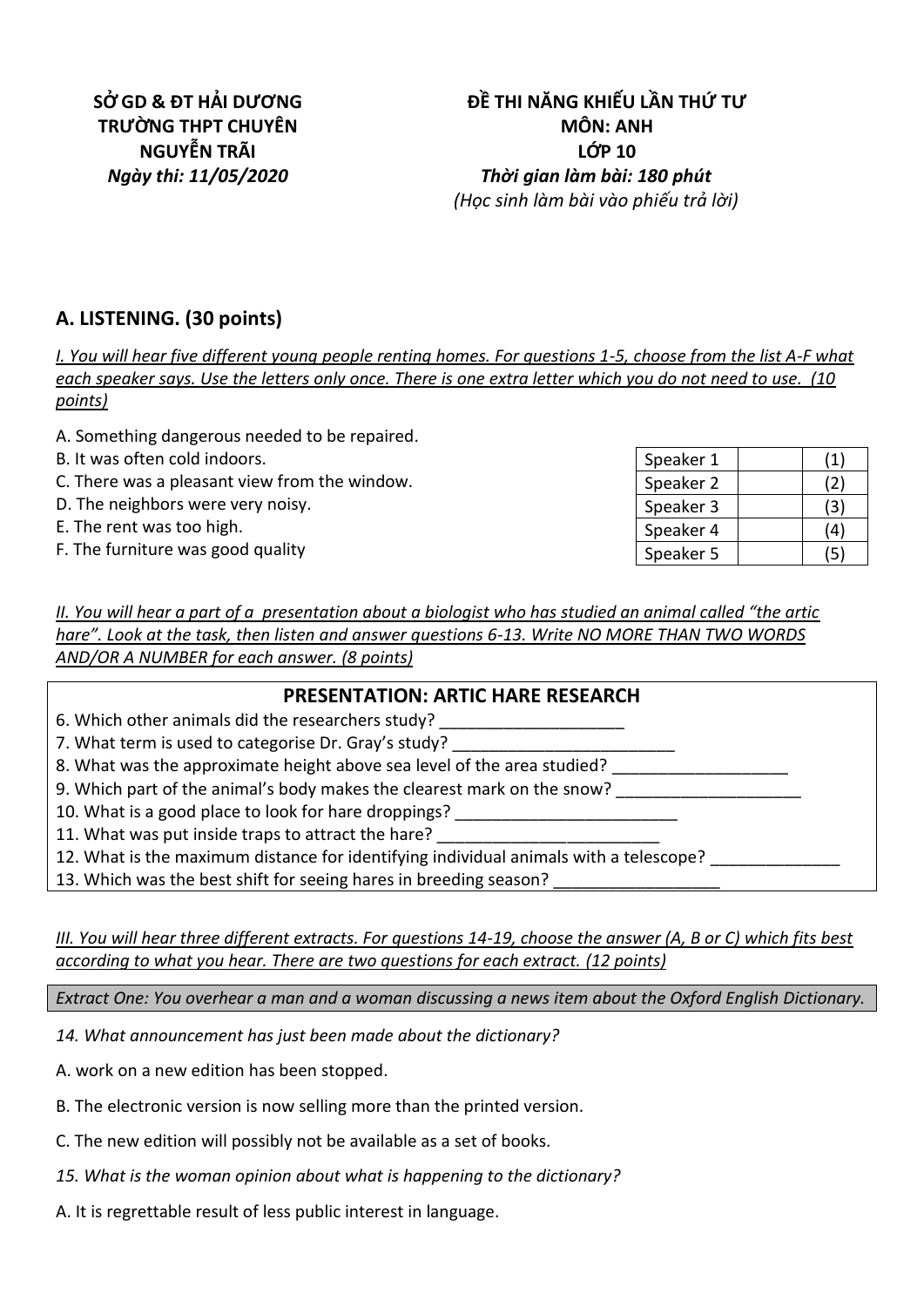| **SỞ GD & ĐT HẢI DƯƠNG**<br>**TRƯỜNG THPT CHUYÊN NGUYỄN TRÃI**<br>***Ngày thi: 11/05/2020*** | **ĐỀ THI NĂNG KHIẾU LẦN THỨ TƯ**<br>**MÔN: ANH**<br>**LỚP 10**<br>***Thời gian làm bài: 180 phút***<br>*(Học sinh làm bài vào phiếu trả lời)* |
| --- | --- |

## A. LISTENING. (30 points)

*I. You will hear five different young people renting homes. For questions 1-5, choose from the list A-F what each speaker says. Use the letters only once. There is one extra letter which you do not need to use. (10 points)*

A. Something dangerous needed to be repaired.
B. It was often cold indoors.
C. There was a pleasant view from the window.
D. The neighbors were very noisy.
E. The rent was too high.
F. The furniture was good quality

| Speaker | | |
| --- | --- | --- |
| Speaker 1 | | (1) |
| Speaker 2 | | (2) |
| Speaker 3 | | (3) |
| Speaker 4 | | (4) |
| Speaker 5 | | (5) |

*II. You will hear a part of a presentation about a biologist who has studied an animal called "the artic hare". Look at the task, then listen and answer questions 6-13. Write NO MORE THAN TWO WORDS AND/OR A NUMBER for each answer. (8 points)*

**PRESENTATION: ARTIC HARE RESEARCH**

6. Which other animals did the researchers study? ____________________
7. What term is used to categorise Dr. Gray's study? ________________________
8. What was the approximate height above sea level of the area studied? ___________________
9. Which part of the animal's body makes the clearest mark on the snow? ____________________
10. What is a good place to look for hare droppings? ________________________
11. What was put inside traps to attract the hare? ________________________
12. What is the maximum distance for identifying individual animals with a telescope? ______________
13. Which was the best shift for seeing hares in breeding season? __________________

*III. You will hear three different extracts. For questions 14-19, choose the answer (A, B or C) which fits best according to what you hear. There are two questions for each extract. (12 points)*

*Extract One: You overhear a man and a woman discussing a news item about the Oxford English Dictionary.*

*14. What announcement has just been made about the dictionary?*

A. work on a new edition has been stopped.

B. The electronic version is now selling more than the printed version.

C. The new edition will possibly not be available as a set of books.

*15. What is the woman opinion about what is happening to the dictionary?*

A. It is regrettable result of less public interest in language.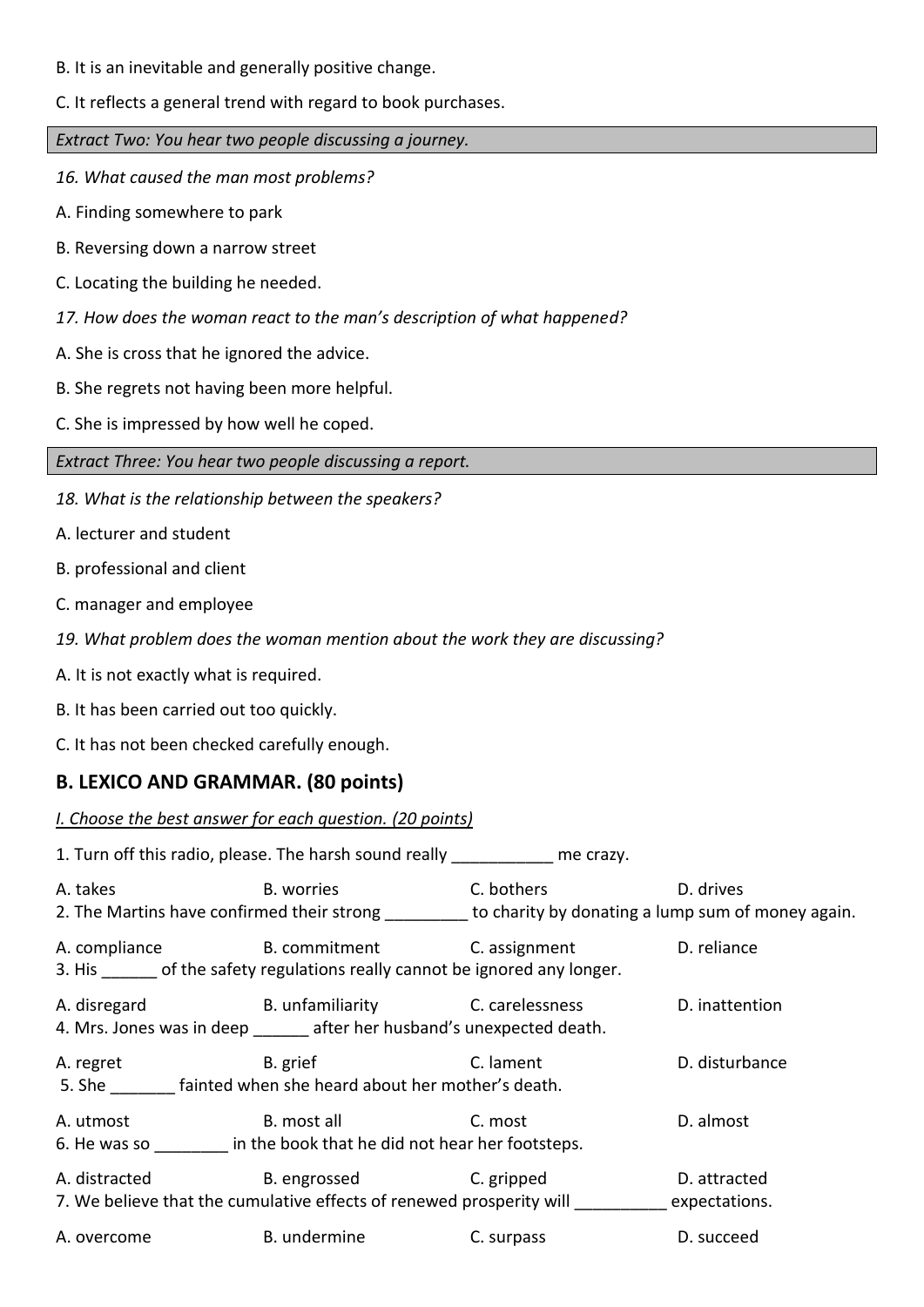B. It is an inevitable and generally positive change.

C. It reflects a general trend with regard to book purchases.

*Extract Two: You hear two people discussing a journey.*

*16. What caused the man most problems?*

A. Finding somewhere to park

B. Reversing down a narrow street

C. Locating the building he needed.

*17. How does the woman react to the man's description of what happened?*

A. She is cross that he ignored the advice.

B. She regrets not having been more helpful.

C. She is impressed by how well he coped.

*Extract Three: You hear two people discussing a report.*

*18. What is the relationship between the speakers?*

A. lecturer and student

B. professional and client

C. manager and employee

*19. What problem does the woman mention about the work they are discussing?*

A. It is not exactly what is required.

B. It has been carried out too quickly.

C. It has not been checked carefully enough.

## B. LEXICO AND GRAMMAR. (80 points)

*I. Choose the best answer for each question. (20 points)*

1. Turn off this radio, please. The harsh sound really ___________ me crazy.

A. takes B. worries C. bothers D. drives

2. The Martins have confirmed their strong _________ to charity by donating a lump sum of money again.

A. compliance B. commitment C. assignment D. reliance

3. His ______ of the safety regulations really cannot be ignored any longer.

A. disregard B. unfamiliarity C. carelessness D. inattention

4. Mrs. Jones was in deep ______ after her husband's unexpected death.

A. regret B. grief C. lament D. disturbance

5. She _______ fainted when she heard about her mother's death.

A. utmost B. most all C. most D. almost

6. He was so ________ in the book that he did not hear her footsteps.

A. distracted B. engrossed C. gripped D. attracted

7. We believe that the cumulative effects of renewed prosperity will __________ expectations.

A. overcome B. undermine C. surpass D. succeed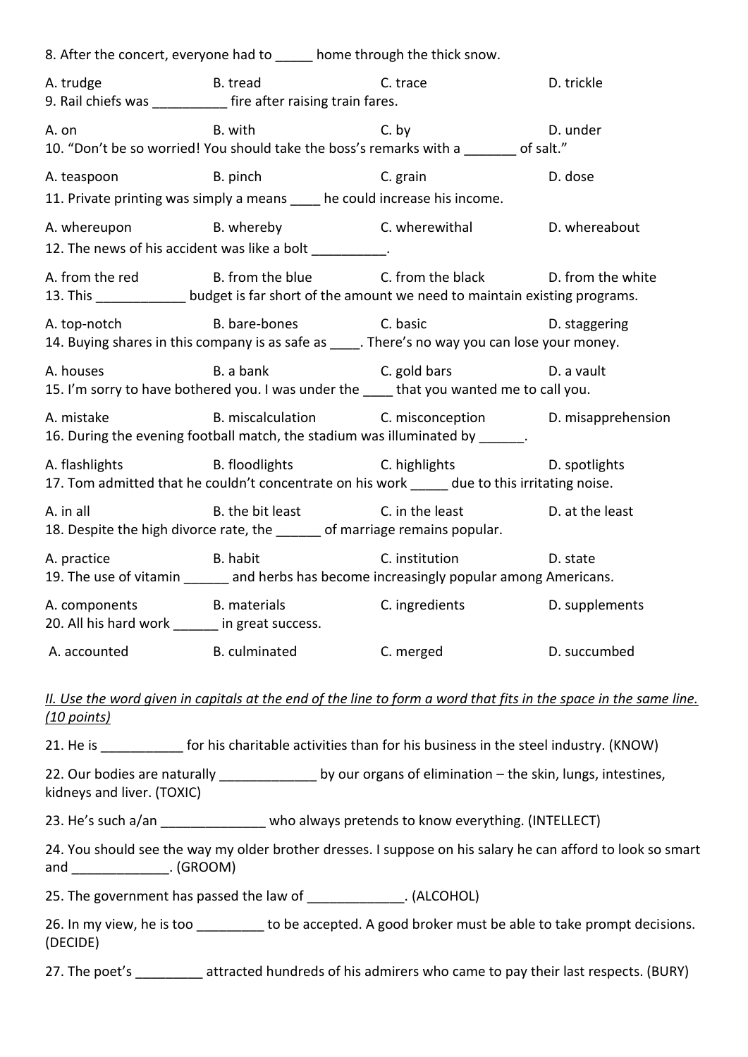8. After the concert, everyone had to _____ home through the thick snow.

A. trudge B. tread C. trace D. trickle

9. Rail chiefs was __________ fire after raising train fares.

A. on B. with C. by D. under

10. "Don't be so worried! You should take the boss's remarks with a _______ of salt."

A. teaspoon B. pinch C. grain D. dose

11. Private printing was simply a means ____ he could increase his income.

A. whereupon B. whereby C. wherewithal D. whereabout

12. The news of his accident was like a bolt __________.

A. from the red B. from the blue C. from the black D. from the white

13. This ____________ budget is far short of the amount we need to maintain existing programs.

A. top-notch B. bare-bones C. basic D. staggering

14. Buying shares in this company is as safe as ____. There's no way you can lose your money.

A. houses B. a bank C. gold bars D. a vault

15. I'm sorry to have bothered you. I was under the ____ that you wanted me to call you.

A. mistake B. miscalculation C. misconception D. misapprehension

16. During the evening football match, the stadium was illuminated by ______.

A. flashlights B. floodlights C. highlights D. spotlights

17. Tom admitted that he couldn't concentrate on his work _____ due to this irritating noise.

A. in all B. the bit least C. in the least D. at the least

18. Despite the high divorce rate, the ______ of marriage remains popular.

A. practice B. habit C. institution D. state

19. The use of vitamin ______ and herbs has become increasingly popular among Americans.

A. components B. materials C. ingredients D. supplements

20. All his hard work ______ in great success.

A. accounted B. culminated C. merged D. succumbed

*<u>II. Use the word given in capitals at the end of the line to form a word that fits in the space in the same line. (10 points)</u>*

21. He is ___________ for his charitable activities than for his business in the steel industry. (KNOW)

22. Our bodies are naturally _____________ by our organs of elimination – the skin, lungs, intestines, kidneys and liver. (TOXIC)

23. He's such a/an ______________ who always pretends to know everything. (INTELLECT)

24. You should see the way my older brother dresses. I suppose on his salary he can afford to look so smart and _____________. (GROOM)

25. The government has passed the law of _____________. (ALCOHOL)

26. In my view, he is too _________ to be accepted. A good broker must be able to take prompt decisions. (DECIDE)

27. The poet's _________ attracted hundreds of his admirers who came to pay their last respects. (BURY)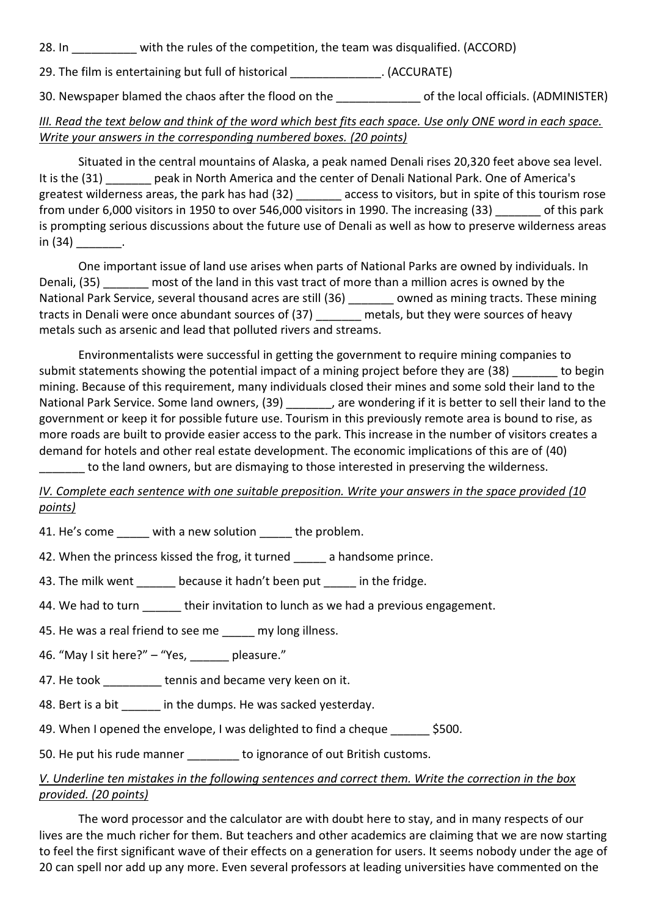28. In __________ with the rules of the competition, the team was disqualified. (ACCORD)

29. The film is entertaining but full of historical ______________. (ACCURATE)

30. Newspaper blamed the chaos after the flood on the _____________ of the local officials. (ADMINISTER)

*III. Read the text below and think of the word which best fits each space. Use only ONE word in each space. Write your answers in the corresponding numbered boxes. (20 points)*

Situated in the central mountains of Alaska, a peak named Denali rises 20,320 feet above sea level. It is the (31) _______ peak in North America and the center of Denali National Park. One of America's greatest wilderness areas, the park has had (32) _______ access to visitors, but in spite of this tourism rose from under 6,000 visitors in 1950 to over 546,000 visitors in 1990. The increasing (33) _______ of this park is prompting serious discussions about the future use of Denali as well as how to preserve wilderness areas in (34) _______.

One important issue of land use arises when parts of National Parks are owned by individuals. In Denali, (35) _______ most of the land in this vast tract of more than a million acres is owned by the National Park Service, several thousand acres are still (36) _______ owned as mining tracts. These mining tracts in Denali were once abundant sources of (37) _______ metals, but they were sources of heavy metals such as arsenic and lead that polluted rivers and streams.

Environmentalists were successful in getting the government to require mining companies to submit statements showing the potential impact of a mining project before they are (38) _______ to begin mining. Because of this requirement, many individuals closed their mines and some sold their land to the National Park Service. Some land owners, (39) _______, are wondering if it is better to sell their land to the government or keep it for possible future use. Tourism in this previously remote area is bound to rise, as more roads are built to provide easier access to the park. This increase in the number of visitors creates a demand for hotels and other real estate development. The economic implications of this are of (40) _______ to the land owners, but are dismaying to those interested in preserving the wilderness.

*IV. Complete each sentence with one suitable preposition. Write your answers in the space provided (10 points)*

41. He's come _____ with a new solution _____ the problem.

42. When the princess kissed the frog, it turned _____ a handsome prince.

43. The milk went ______ because it hadn't been put _____ in the fridge.

44. We had to turn ______ their invitation to lunch as we had a previous engagement.

45. He was a real friend to see me _____ my long illness.

46. "May I sit here?" – "Yes, ______ pleasure."

47. He took _________ tennis and became very keen on it.

48. Bert is a bit ______ in the dumps. He was sacked yesterday.

49. When I opened the envelope, I was delighted to find a cheque ______ $500.

50. He put his rude manner ________ to ignorance of out British customs.

*V. Underline ten mistakes in the following sentences and correct them. Write the correction in the box provided. (20 points)*

The word processor and the calculator are with doubt here to stay, and in many respects of our lives are the much richer for them. But teachers and other academics are claiming that we are now starting to feel the first significant wave of their effects on a generation for users. It seems nobody under the age of 20 can spell nor add up any more. Even several professors at leading universities have commented on the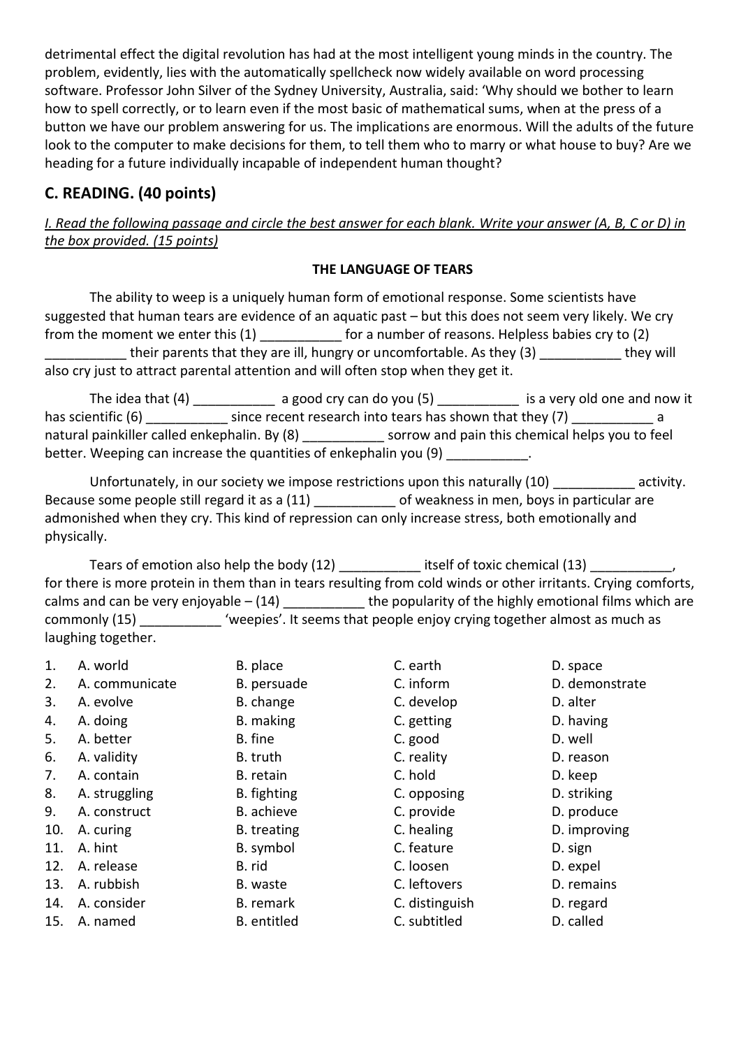detrimental effect the digital revolution has had at the most intelligent young minds in the country. The problem, evidently, lies with the automatically spellcheck now widely available on word processing software. Professor John Silver of the Sydney University, Australia, said: 'Why should we bother to learn how to spell correctly, or to learn even if the most basic of mathematical sums, when at the press of a button we have our problem answering for us. The implications are enormous. Will the adults of the future look to the computer to make decisions for them, to tell them who to marry or what house to buy? Are we heading for a future individually incapable of independent human thought?

## C. READING. (40 points)

*I. Read the following passage and circle the best answer for each blank. Write your answer (A, B, C or D) in the box provided. (15 points)*

### THE LANGUAGE OF TEARS

The ability to weep is a uniquely human form of emotional response. Some scientists have suggested that human tears are evidence of an aquatic past – but this does not seem very likely. We cry from the moment we enter this (1) ___________ for a number of reasons. Helpless babies cry to (2) ___________ their parents that they are ill, hungry or uncomfortable. As they (3) ___________ they will also cry just to attract parental attention and will often stop when they get it.

The idea that (4) ___________ a good cry can do you (5) ___________ is a very old one and now it has scientific (6) ___________ since recent research into tears has shown that they (7) ___________ a natural painkiller called enkephalin. By (8) ___________ sorrow and pain this chemical helps you to feel better. Weeping can increase the quantities of enkephalin you (9) ___________.

Unfortunately, in our society we impose restrictions upon this naturally (10) ___________ activity. Because some people still regard it as a (11) ___________ of weakness in men, boys in particular are admonished when they cry. This kind of repression can only increase stress, both emotionally and physically.

Tears of emotion also help the body (12) ___________ itself of toxic chemical (13) ___________, for there is more protein in them than in tears resulting from cold winds or other irritants. Crying comforts, calms and can be very enjoyable – (14) ___________ the popularity of the highly emotional films which are commonly (15) ___________ 'weepies'. It seems that people enjoy crying together almost as much as laughing together.

| | | | | |
|---|---|---|---|---|
| 1. | A. world | B. place | C. earth | D. space |
| 2. | A. communicate | B. persuade | C. inform | D. demonstrate |
| 3. | A. evolve | B. change | C. develop | D. alter |
| 4. | A. doing | B. making | C. getting | D. having |
| 5. | A. better | B. fine | C. good | D. well |
| 6. | A. validity | B. truth | C. reality | D. reason |
| 7. | A. contain | B. retain | C. hold | D. keep |
| 8. | A. struggling | B. fighting | C. opposing | D. striking |
| 9. | A. construct | B. achieve | C. provide | D. produce |
| 10. | A. curing | B. treating | C. healing | D. improving |
| 11. | A. hint | B. symbol | C. feature | D. sign |
| 12. | A. release | B. rid | C. loosen | D. expel |
| 13. | A. rubbish | B. waste | C. leftovers | D. remains |
| 14. | A. consider | B. remark | C. distinguish | D. regard |
| 15. | A. named | B. entitled | C. subtitled | D. called |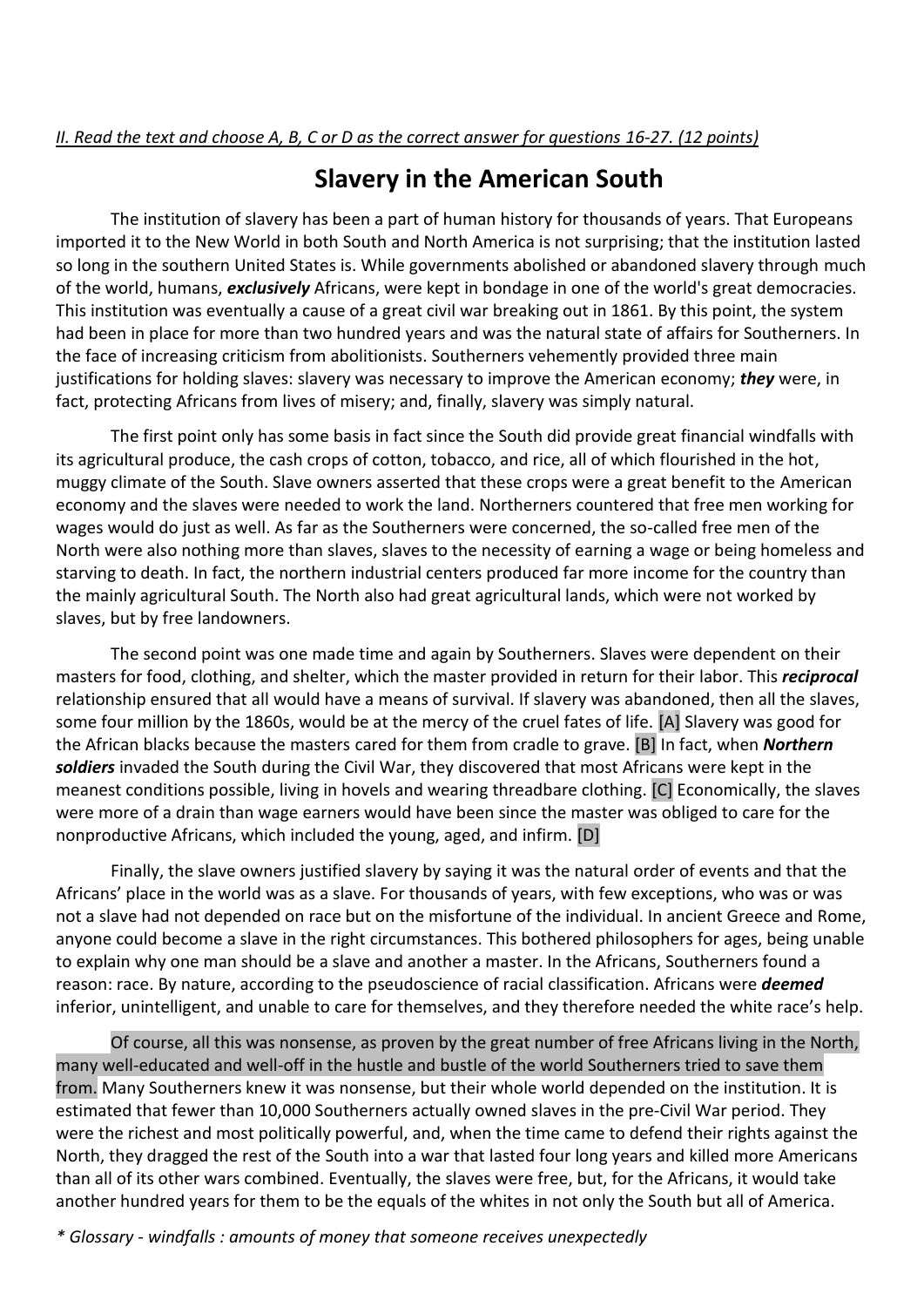*II. Read the text and choose A, B, C or D as the correct answer for questions 16-27. (12 points)*

# Slavery in the American South

The institution of slavery has been a part of human history for thousands of years. That Europeans imported it to the New World in both South and North America is not surprising; that the institution lasted so long in the southern United States is. While governments abolished or abandoned slavery through much of the world, humans, ***exclusively*** Africans, were kept in bondage in one of the world's great democracies. This institution was eventually a cause of a great civil war breaking out in 1861. By this point, the system had been in place for more than two hundred years and was the natural state of affairs for Southerners. In the face of increasing criticism from abolitionists. Southerners vehemently provided three main justifications for holding slaves: slavery was necessary to improve the American economy; ***they*** were, in fact, protecting Africans from lives of misery; and, finally, slavery was simply natural.

The first point only has some basis in fact since the South did provide great financial windfalls with its agricultural produce, the cash crops of cotton, tobacco, and rice, all of which flourished in the hot, muggy climate of the South. Slave owners asserted that these crops were a great benefit to the American economy and the slaves were needed to work the land. Northerners countered that free men working for wages would do just as well. As far as the Southerners were concerned, the so-called free men of the North were also nothing more than slaves, slaves to the necessity of earning a wage or being homeless and starving to death. In fact, the northern industrial centers produced far more income for the country than the mainly agricultural South. The North also had great agricultural lands, which were not worked by slaves, but by free landowners.

The second point was one made time and again by Southerners. Slaves were dependent on their masters for food, clothing, and shelter, which the master provided in return for their labor. This ***reciprocal*** relationship ensured that all would have a means of survival. If slavery was abandoned, then all the slaves, some four million by the 1860s, would be at the mercy of the cruel fates of life. [A] Slavery was good for the African blacks because the masters cared for them from cradle to grave. [B] In fact, when ***Northern soldiers*** invaded the South during the Civil War, they discovered that most Africans were kept in the meanest conditions possible, living in hovels and wearing threadbare clothing. [C] Economically, the slaves were more of a drain than wage earners would have been since the master was obliged to care for the nonproductive Africans, which included the young, aged, and infirm. [D]

Finally, the slave owners justified slavery by saying it was the natural order of events and that the Africans' place in the world was as a slave. For thousands of years, with few exceptions, who was or was not a slave had not depended on race but on the misfortune of the individual. In ancient Greece and Rome, anyone could become a slave in the right circumstances. This bothered philosophers for ages, being unable to explain why one man should be a slave and another a master. In the Africans, Southerners found a reason: race. By nature, according to the pseudoscience of racial classification. Africans were ***deemed*** inferior, unintelligent, and unable to care for themselves, and they therefore needed the white race's help.

Of course, all this was nonsense, as proven by the great number of free Africans living in the North, many well-educated and well-off in the hustle and bustle of the world Southerners tried to save them from. Many Southerners knew it was nonsense, but their whole world depended on the institution. It is estimated that fewer than 10,000 Southerners actually owned slaves in the pre-Civil War period. They were the richest and most politically powerful, and, when the time came to defend their rights against the North, they dragged the rest of the South into a war that lasted four long years and killed more Americans than all of its other wars combined. Eventually, the slaves were free, but, for the Africans, it would take another hundred years for them to be the equals of the whites in not only the South but all of America.

*\* Glossary - windfalls : amounts of money that someone receives unexpectedly*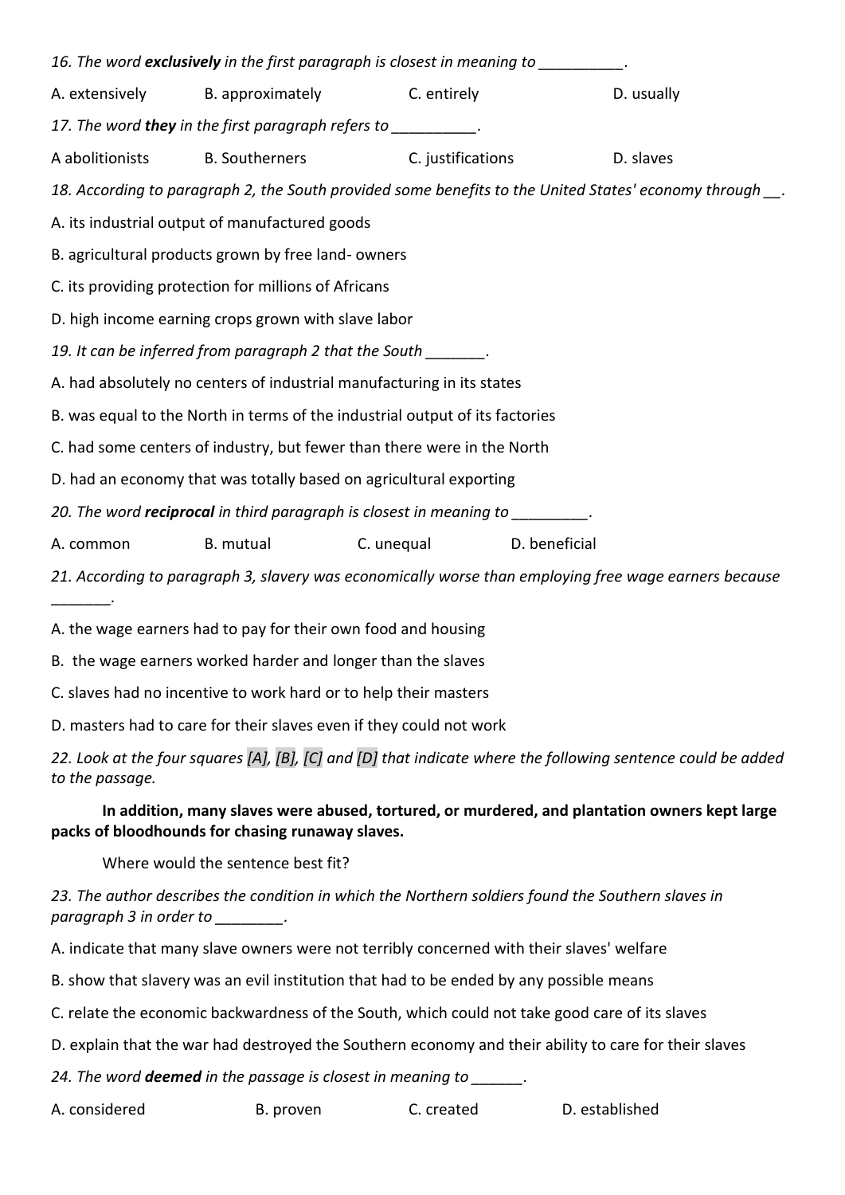*16. The word **exclusively** in the first paragraph is closest in meaning to __________.*

A. extensively B. approximately C. entirely D. usually

*17. The word **they** in the first paragraph refers to __________.*

A abolitionists B. Southerners C. justifications D. slaves

*18. According to paragraph 2, the South provided some benefits to the United States' economy through __.*

A. its industrial output of manufactured goods

B. agricultural products grown by free land- owners

C. its providing protection for millions of Africans

D. high income earning crops grown with slave labor

*19. It can be inferred from paragraph 2 that the South _______.*

A. had absolutely no centers of industrial manufacturing in its states

B. was equal to the North in terms of the industrial output of its factories

C. had some centers of industry, but fewer than there were in the North

D. had an economy that was totally based on agricultural exporting

*20. The word **reciprocal** in third paragraph is closest in meaning to _________.*

A. common B. mutual C. unequal D. beneficial

*21. According to paragraph 3, slavery was economically worse than employing free wage earners because _______.*

A. the wage earners had to pay for their own food and housing

B. the wage earners worked harder and longer than the slaves

C. slaves had no incentive to work hard or to help their masters

D. masters had to care for their slaves even if they could not work

*22. Look at the four squares [A], [B], [C] and [D] that indicate where the following sentence could be added to the passage.*

**In addition, many slaves were abused, tortured, or murdered, and plantation owners kept large packs of bloodhounds for chasing runaway slaves.**

Where would the sentence best fit?

*23. The author describes the condition in which the Northern soldiers found the Southern slaves in paragraph 3 in order to ________.*

A. indicate that many slave owners were not terribly concerned with their slaves' welfare

B. show that slavery was an evil institution that had to be ended by any possible means

C. relate the economic backwardness of the South, which could not take good care of its slaves

D. explain that the war had destroyed the Southern economy and their ability to care for their slaves

*24. The word **deemed** in the passage is closest in meaning to ______.*

A. considered B. proven C. created D. established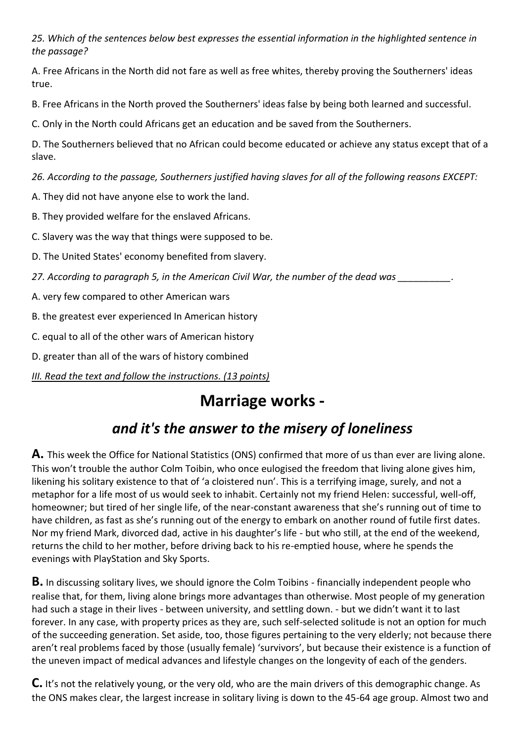*25. Which of the sentences below best expresses the essential information in the highlighted sentence in the passage?*

A. Free Africans in the North did not fare as well as free whites, thereby proving the Southerners' ideas true.

B. Free Africans in the North proved the Southerners' ideas false by being both learned and successful.

C. Only in the North could Africans get an education and be saved from the Southerners.

D. The Southerners believed that no African could become educated or achieve any status except that of a slave.

*26. According to the passage, Southerners justified having slaves for all of the following reasons EXCEPT:*

A. They did not have anyone else to work the land.

B. They provided welfare for the enslaved Africans.

C. Slavery was the way that things were supposed to be.

D. The United States' economy benefited from slavery.

*27. According to paragraph 5, in the American Civil War, the number of the dead was __________.*

A. very few compared to other American wars

B. the greatest ever experienced In American history

C. equal to all of the other wars of American history

D. greater than all of the wars of history combined

*III. Read the text and follow the instructions. (13 points)*

# Marriage works -

## *and it's the answer to the misery of loneliness*

**A.** This week the Office for National Statistics (ONS) confirmed that more of us than ever are living alone. This won't trouble the author Colm Toibin, who once eulogised the freedom that living alone gives him, likening his solitary existence to that of 'a cloistered nun'. This is a terrifying image, surely, and not a metaphor for a life most of us would seek to inhabit. Certainly not my friend Helen: successful, well-off, homeowner; but tired of her single life, of the near-constant awareness that she's running out of time to have children, as fast as she's running out of the energy to embark on another round of futile first dates. Nor my friend Mark, divorced dad, active in his daughter's life - but who still, at the end of the weekend, returns the child to her mother, before driving back to his re-emptied house, where he spends the evenings with PlayStation and Sky Sports.

**B.** In discussing solitary lives, we should ignore the Colm Toibins - financially independent people who realise that, for them, living alone brings more advantages than otherwise. Most people of my generation had such a stage in their lives - between university, and settling down. - but we didn't want it to last forever. In any case, with property prices as they are, such self-selected solitude is not an option for much of the succeeding generation. Set aside, too, those figures pertaining to the very elderly; not because there aren't real problems faced by those (usually female) 'survivors', but because their existence is a function of the uneven impact of medical advances and lifestyle changes on the longevity of each of the genders.

**C.** It's not the relatively young, or the very old, who are the main drivers of this demographic change. As the ONS makes clear, the largest increase in solitary living is down to the 45-64 age group. Almost two and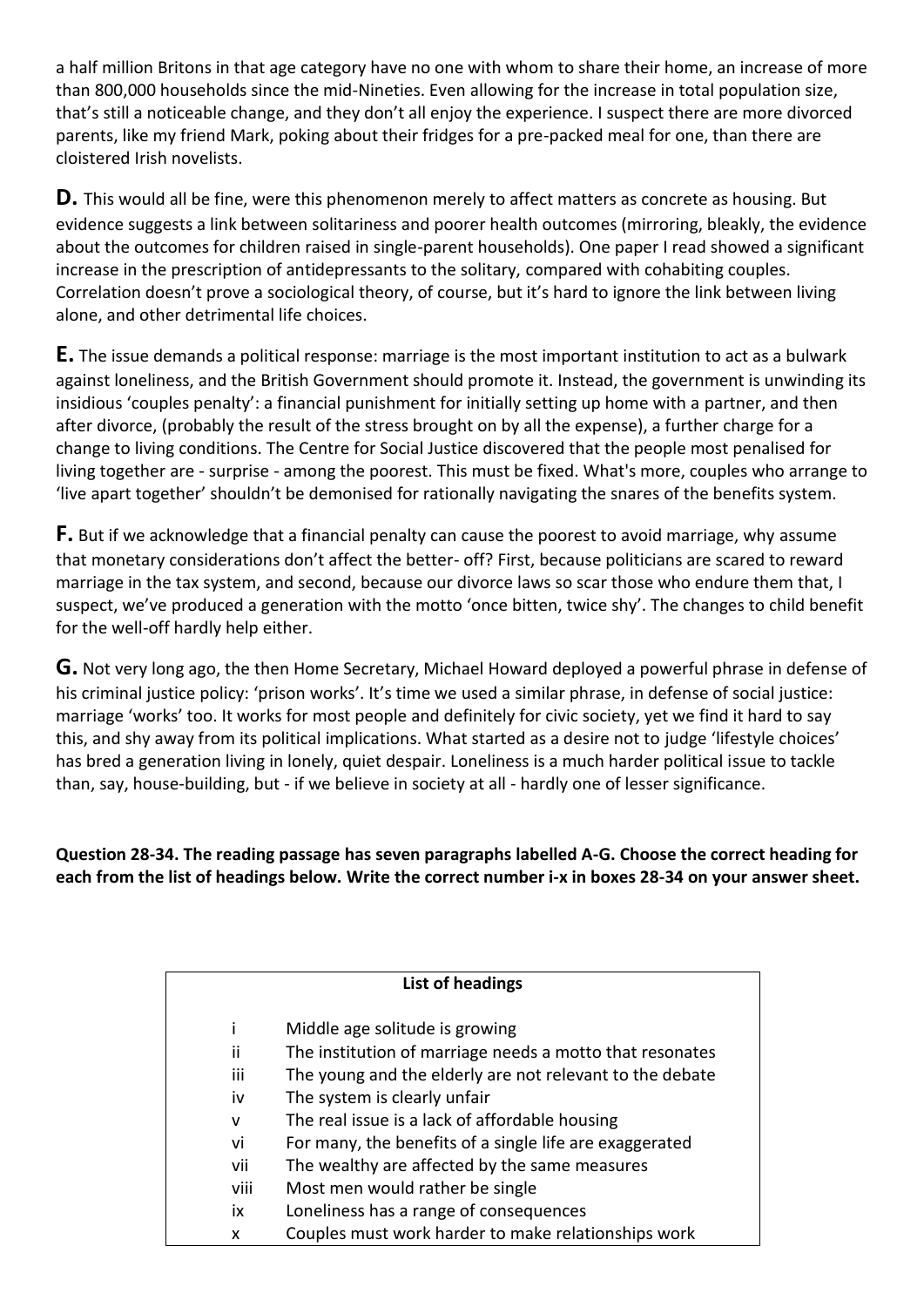a half million Britons in that age category have no one with whom to share their home, an increase of more than 800,000 households since the mid-Nineties. Even allowing for the increase in total population size, that's still a noticeable change, and they don't all enjoy the experience. I suspect there are more divorced parents, like my friend Mark, poking about their fridges for a pre-packed meal for one, than there are cloistered Irish novelists.

**D.** This would all be fine, were this phenomenon merely to affect matters as concrete as housing. But evidence suggests a link between solitariness and poorer health outcomes (mirroring, bleakly, the evidence about the outcomes for children raised in single-parent households). One paper I read showed a significant increase in the prescription of antidepressants to the solitary, compared with cohabiting couples. Correlation doesn't prove a sociological theory, of course, but it's hard to ignore the link between living alone, and other detrimental life choices.

**E.** The issue demands a political response: marriage is the most important institution to act as a bulwark against loneliness, and the British Government should promote it. Instead, the government is unwinding its insidious 'couples penalty': a financial punishment for initially setting up home with a partner, and then after divorce, (probably the result of the stress brought on by all the expense), a further charge for a change to living conditions. The Centre for Social Justice discovered that the people most penalised for living together are - surprise - among the poorest. This must be fixed. What's more, couples who arrange to 'live apart together' shouldn't be demonised for rationally navigating the snares of the benefits system.

**F.** But if we acknowledge that a financial penalty can cause the poorest to avoid marriage, why assume that monetary considerations don't affect the better- off? First, because politicians are scared to reward marriage in the tax system, and second, because our divorce laws so scar those who endure them that, I suspect, we've produced a generation with the motto 'once bitten, twice shy'. The changes to child benefit for the well-off hardly help either.

**G.** Not very long ago, the then Home Secretary, Michael Howard deployed a powerful phrase in defense of his criminal justice policy: 'prison works'. It's time we used a similar phrase, in defense of social justice: marriage 'works' too. It works for most people and definitely for civic society, yet we find it hard to say this, and shy away from its political implications. What started as a desire not to judge 'lifestyle choices' has bred a generation living in lonely, quiet despair. Loneliness is a much harder political issue to tackle than, say, house-building, but - if we believe in society at all - hardly one of lesser significance.

**Question 28-34. The reading passage has seven paragraphs labelled A-G. Choose the correct heading for each from the list of headings below. Write the correct number i-x in boxes 28-34 on your answer sheet.**

| List of headings | |
|---|---|
| i | Middle age solitude is growing |
| ii | The institution of marriage needs a motto that resonates |
| iii | The young and the elderly are not relevant to the debate |
| iv | The system is clearly unfair |
| v | The real issue is a lack of affordable housing |
| vi | For many, the benefits of a single life are exaggerated |
| vii | The wealthy are affected by the same measures |
| viii | Most men would rather be single |
| ix | Loneliness has a range of consequences |
| x | Couples must work harder to make relationships work |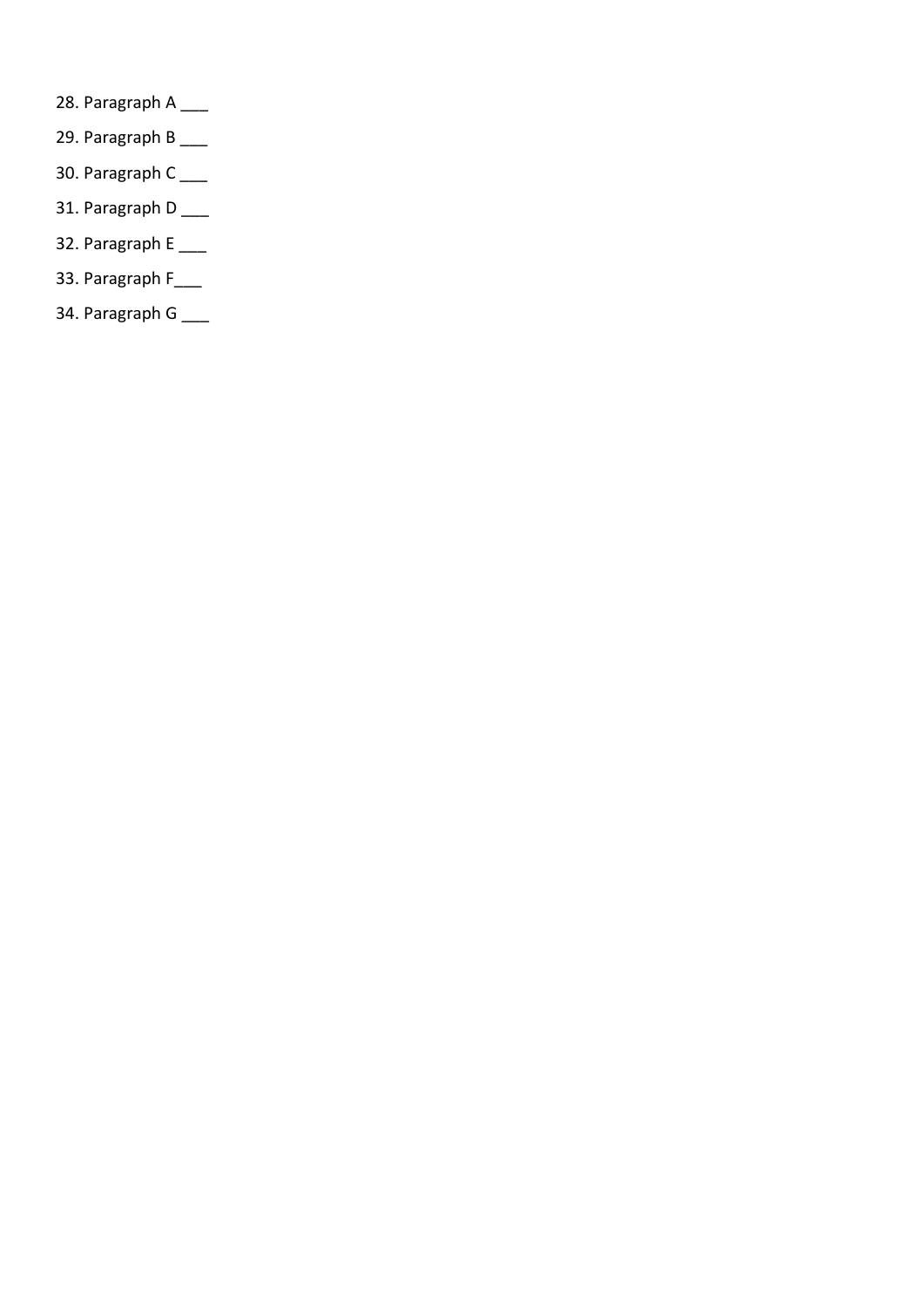28. Paragraph A ___

29. Paragraph B ___

30. Paragraph C ___

31. Paragraph D ___

32. Paragraph E ___

33. Paragraph F___

34. Paragraph G ___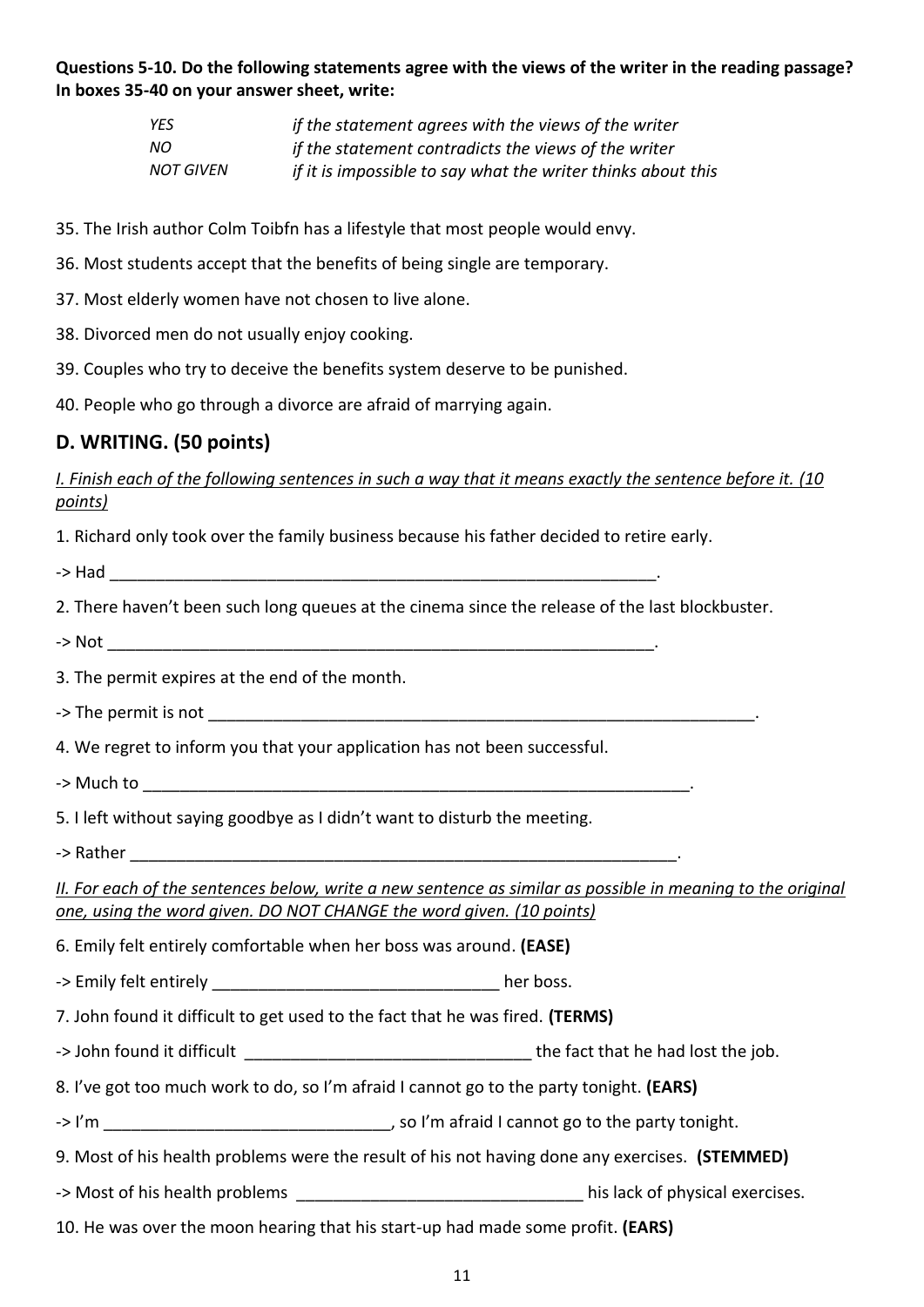**Questions 5-10. Do the following statements agree with the views of the writer in the reading passage? In boxes 35-40 on your answer sheet, write:**

| | |
|---|---|
| *YES* | *if the statement agrees with the views of the writer* |
| *NO* | *if the statement contradicts the views of the writer* |
| *NOT GIVEN* | *if it is impossible to say what the writer thinks about this* |

35. The Irish author Colm Toibfn has a lifestyle that most people would envy.

36. Most students accept that the benefits of being single are temporary.

37. Most elderly women have not chosen to live alone.

38. Divorced men do not usually enjoy cooking.

39. Couples who try to deceive the benefits system deserve to be punished.

40. People who go through a divorce are afraid of marrying again.

## D. WRITING. (50 points)

*I. Finish each of the following sentences in such a way that it means exactly the sentence before it. (10 points)*

1. Richard only took over the family business because his father decided to retire early.

-> Had ______________________________________________________________.

2. There haven't been such long queues at the cinema since the release of the last blockbuster.

-> Not ______________________________________________________________.

3. The permit expires at the end of the month.

-> The permit is not ______________________________________________________________.

4. We regret to inform you that your application has not been successful.

-> Much to ______________________________________________________________.

5. I left without saying goodbye as I didn't want to disturb the meeting.

-> Rather ______________________________________________________________.

*II. For each of the sentences below, write a new sentence as similar as possible in meaning to the original one, using the word given. DO NOT CHANGE the word given. (10 points)*

6. Emily felt entirely comfortable when her boss was around. **(EASE)**

-> Emily felt entirely _______________________________ her boss.

7. John found it difficult to get used to the fact that he was fired. **(TERMS)**

-> John found it difficult _______________________________ the fact that he had lost the job.

8. I've got too much work to do, so I'm afraid I cannot go to the party tonight. **(EARS)**

-> I'm _______________________________, so I'm afraid I cannot go to the party tonight.

9. Most of his health problems were the result of his not having done any exercises. **(STEMMED)**

-> Most of his health problems _______________________________ his lack of physical exercises.

10. He was over the moon hearing that his start-up had made some profit. **(EARS)**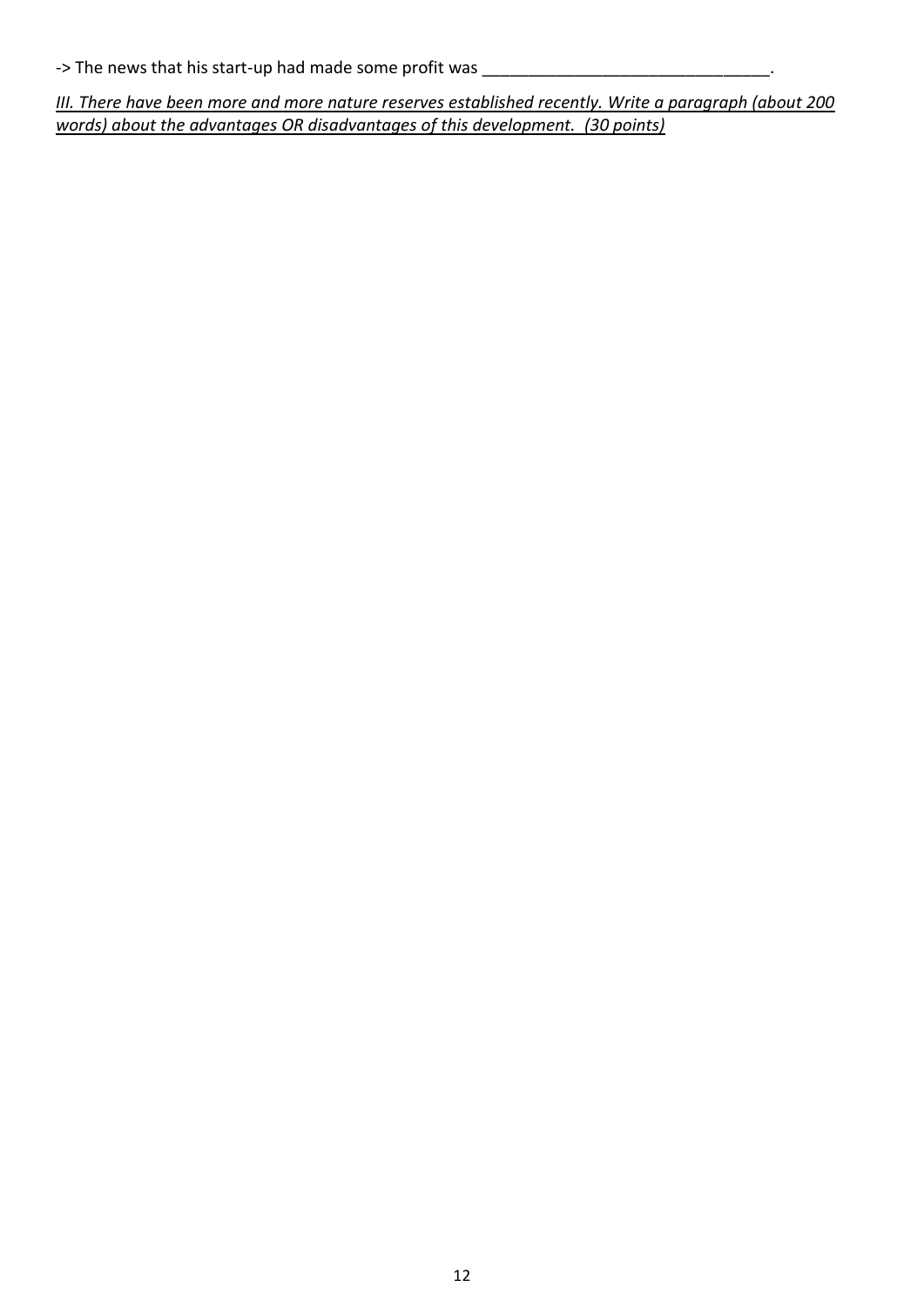-> The news that his start-up had made some profit was ______________________________.

*III. There have been more and more nature reserves established recently. Write a paragraph (about 200 words) about the advantages OR disadvantages of this development. (30 points)*